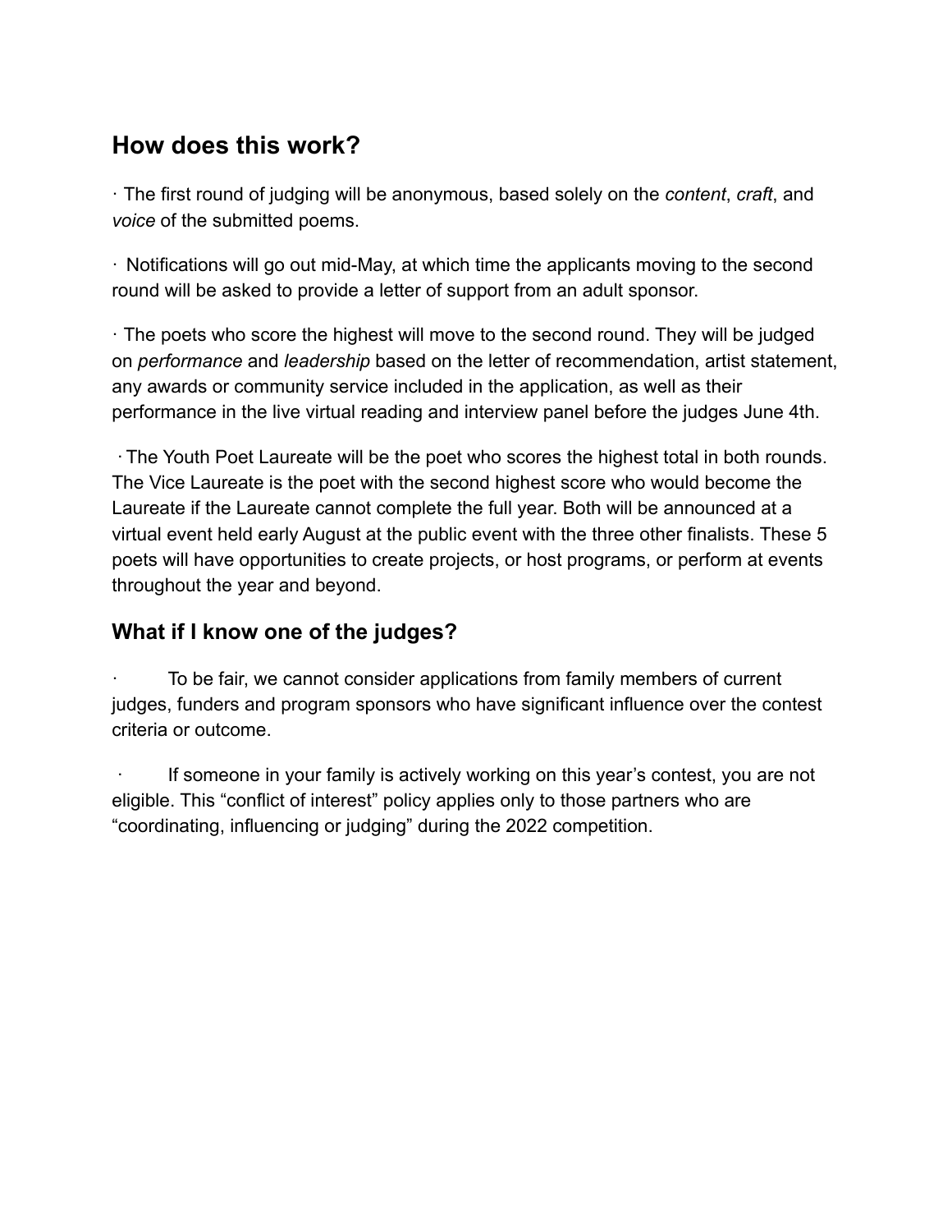## How does this work?

- The first round of judging will be anonymous, based solely on the *content*, *craft*, and *voice* of the submitted poems.
- Notifications will go out mid-May, at which time the applicants moving to the second round will be asked to provide a letter of support from an adult sponsor.
- The poets who score the highest will move to the second round. They will be judged on *performance* and *leadership* based on the letter of recommendation, artist statement, any awards or community service included in the application, as well as their performance in the live virtual reading and interview panel before the judges June 4th.
- The Youth Poet Laureate will be the poet who scores the highest total in both rounds. The Vice Laureate is the poet with the second highest score who would become the Laureate if the Laureate cannot complete the full year. Both will be announced at a virtual event held early August at the public event with the three other finalists. These 5 poets will have opportunities to create projects, or host programs, or perform at events throughout the year and beyond.

## What if I know one of the judges?

- To be fair, we cannot consider applications from family members of current judges, funders and program sponsors who have significant influence over the contest criteria or outcome.
- If someone in your family is actively working on this year's contest, you are not eligible. This "conflict of interest" policy applies only to those partners who are "coordinating, influencing or judging" during the 2022 competition.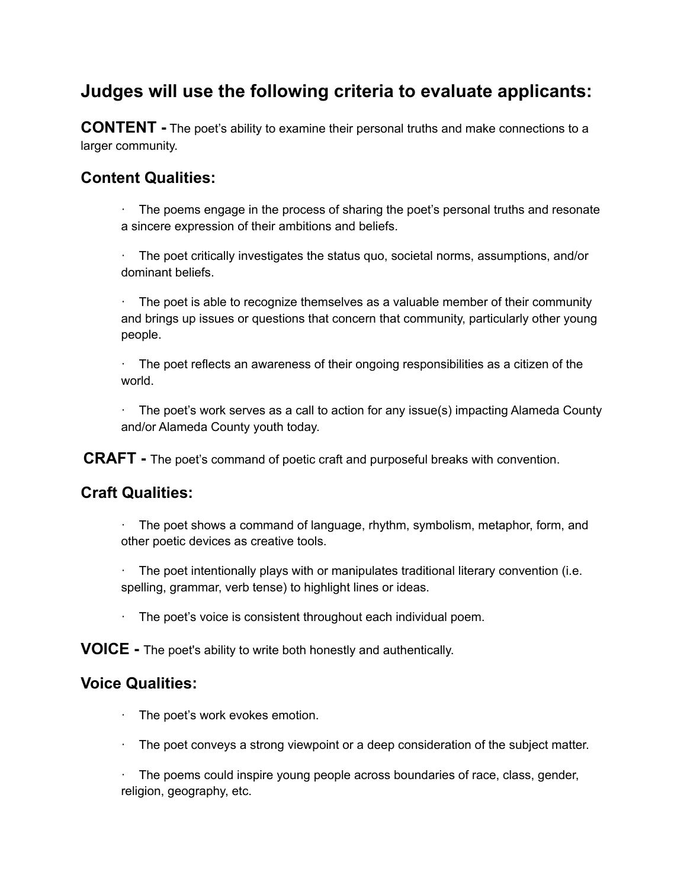## Judges will use the following criteria to evaluate applicants:

**CONTENT -** The poet's ability to examine their personal truths and make connections to a larger community.

### Content Qualities:

- The poems engage in the process of sharing the poet's personal truths and resonate a sincere expression of their ambitions and beliefs.
- The poet critically investigates the status quo, societal norms, assumptions, and/or dominant beliefs.
- The poet is able to recognize themselves as a valuable member of their community and brings up issues or questions that concern that community, particularly other young people.
- The poet reflects an awareness of their ongoing responsibilities as a citizen of the world.
- The poet's work serves as a call to action for any issue(s) impacting Alameda County and/or Alameda County youth today.

**CRAFT -** The poet's command of poetic craft and purposeful breaks with convention.

### Craft Qualities:

- The poet shows a command of language, rhythm, symbolism, metaphor, form, and other poetic devices as creative tools.
- The poet intentionally plays with or manipulates traditional literary convention (i.e. spelling, grammar, verb tense) to highlight lines or ideas.
- The poet's voice is consistent throughout each individual poem.

**VOICE -** The poet's ability to write both honestly and authentically.

### Voice Qualities:

- The poet's work evokes emotion.
- The poet conveys a strong viewpoint or a deep consideration of the subject matter.
- The poems could inspire young people across boundaries of race, class, gender, religion, geography, etc.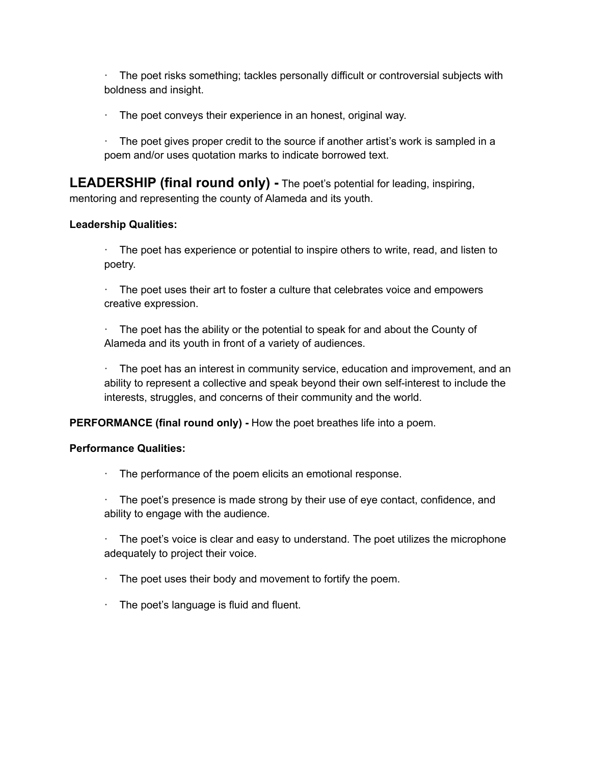- The poet risks something; tackles personally difficult or controversial subjects with boldness and insight.

- The poet conveys their experience in an honest, original way.

- The poet gives proper credit to the source if another artist's work is sampled in a poem and/or uses quotation marks to indicate borrowed text.

## LEADERSHIP (final round only) - The poet's potential for leading, inspiring, mentoring and representing the county of Alameda and its youth.

**Leadership Qualities:**

- The poet has experience or potential to inspire others to write, read, and listen to poetry.

- The poet uses their art to foster a culture that celebrates voice and empowers creative expression.

- The poet has the ability or the potential to speak for and about the County of Alameda and its youth in front of a variety of audiences.

- The poet has an interest in community service, education and improvement, and an ability to represent a collective and speak beyond their own self-interest to include the interests, struggles, and concerns of their community and the world.

**PERFORMANCE (final round only) -** How the poet breathes life into a poem.

**Performance Qualities:**

- The performance of the poem elicits an emotional response.

- The poet's presence is made strong by their use of eye contact, confidence, and ability to engage with the audience.

- The poet's voice is clear and easy to understand. The poet utilizes the microphone adequately to project their voice.

- The poet uses their body and movement to fortify the poem.

- The poet's language is fluid and fluent.